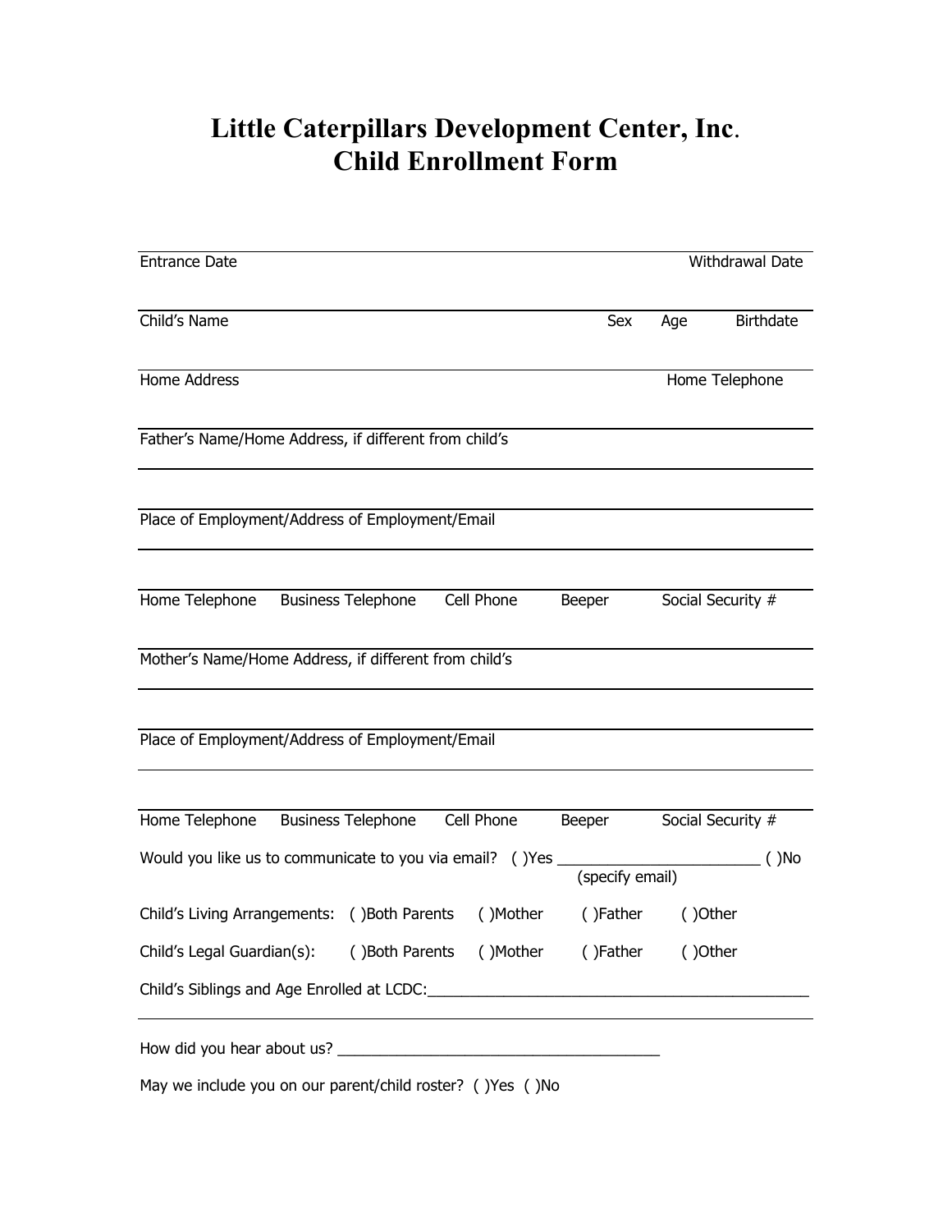# Little Caterpillars Development Center, Inc.
# Child Enrollment Form

Entrance Date Withdrawal Date

Child's Name Sex Age Birthdate

Home Address Home Telephone

Father's Name/Home Address, if different from child's

Place of Employment/Address of Employment/Email

Home Telephone Business Telephone Cell Phone Beeper Social Security #

Mother's Name/Home Address, if different from child's

Place of Employment/Address of Employment/Email

Home Telephone Business Telephone Cell Phone Beeper Social Security #

Would you like us to communicate to you via email? ( )Yes _________________________ ( )No
(specify email)

Child's Living Arrangements: ( )Both Parents ( )Mother ( )Father ( )Other

Child's Legal Guardian(s): ( )Both Parents ( )Mother ( )Father ( )Other

Child's Siblings and Age Enrolled at LCDC:_______________________________________________

How did you hear about us? _______________________________________

May we include you on our parent/child roster? ( )Yes ( )No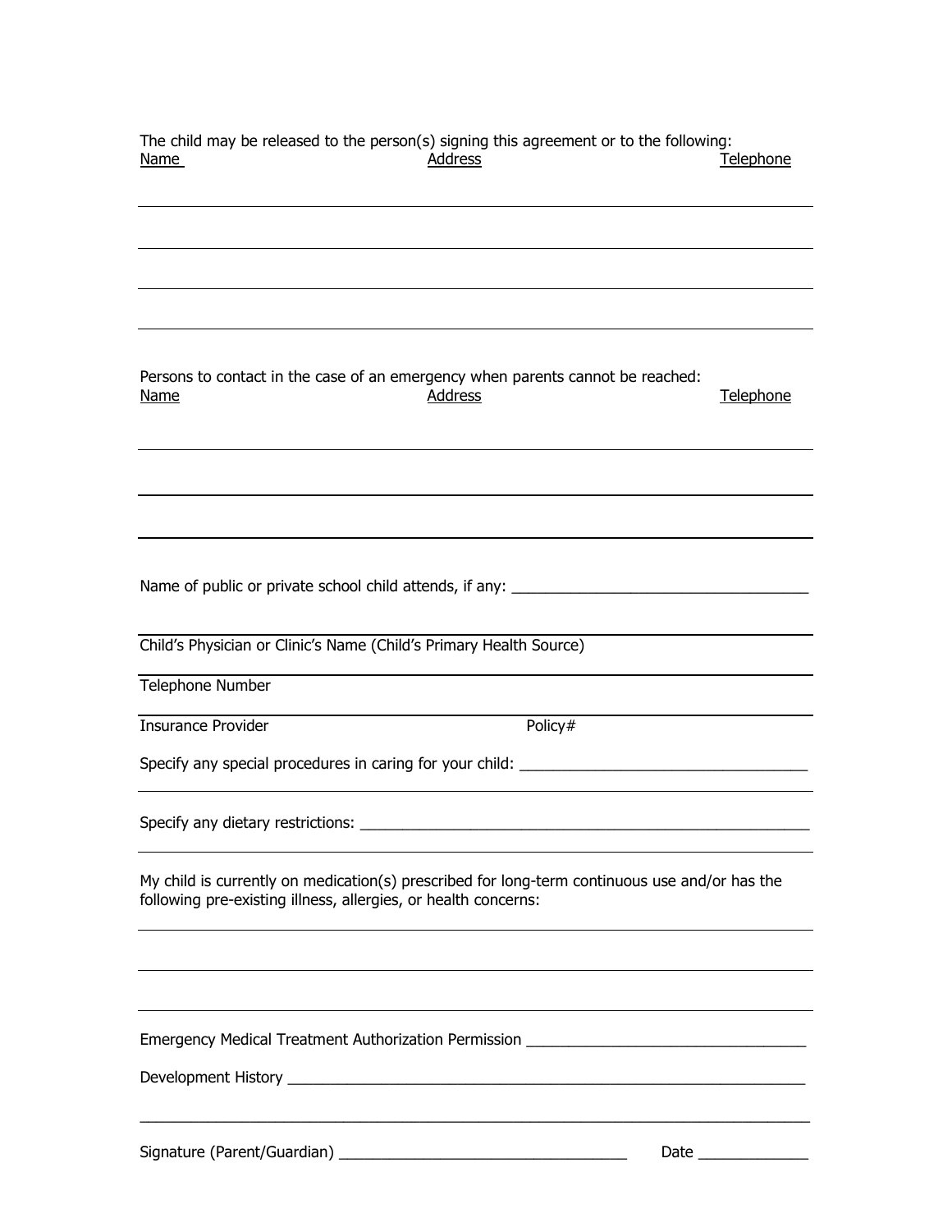The child may be released to the person(s) signing this agreement or to the following:

| Name | Address | Telephone |
|---|---|---|
| | | |
| | | |
| | | |
| | | |

Persons to contact in the case of an emergency when parents cannot be reached:

| Name | Address | Telephone |
|---|---|---|
| | | |
| | | |
| | | |

Name of public or private school child attends, if any: ___________________________________

___________________________________

Child's Physician or Clinic's Name (Child's Primary Health Source)

___________________________________

Telephone Number

___________________________________

Insurance Provider Policy#

Specify any special procedures in caring for your child: ___________________________________

___________________________________

Specify any dietary restrictions: ___________________________________

___________________________________

My child is currently on medication(s) prescribed for long-term continuous use and/or has the following pre-existing illness, allergies, or health concerns:

___________________________________

___________________________________

___________________________________

Emergency Medical Treatment Authorization Permission ___________________________________

Development History ___________________________________

___________________________________

Signature (Parent/Guardian) ___________________________________ Date _____________